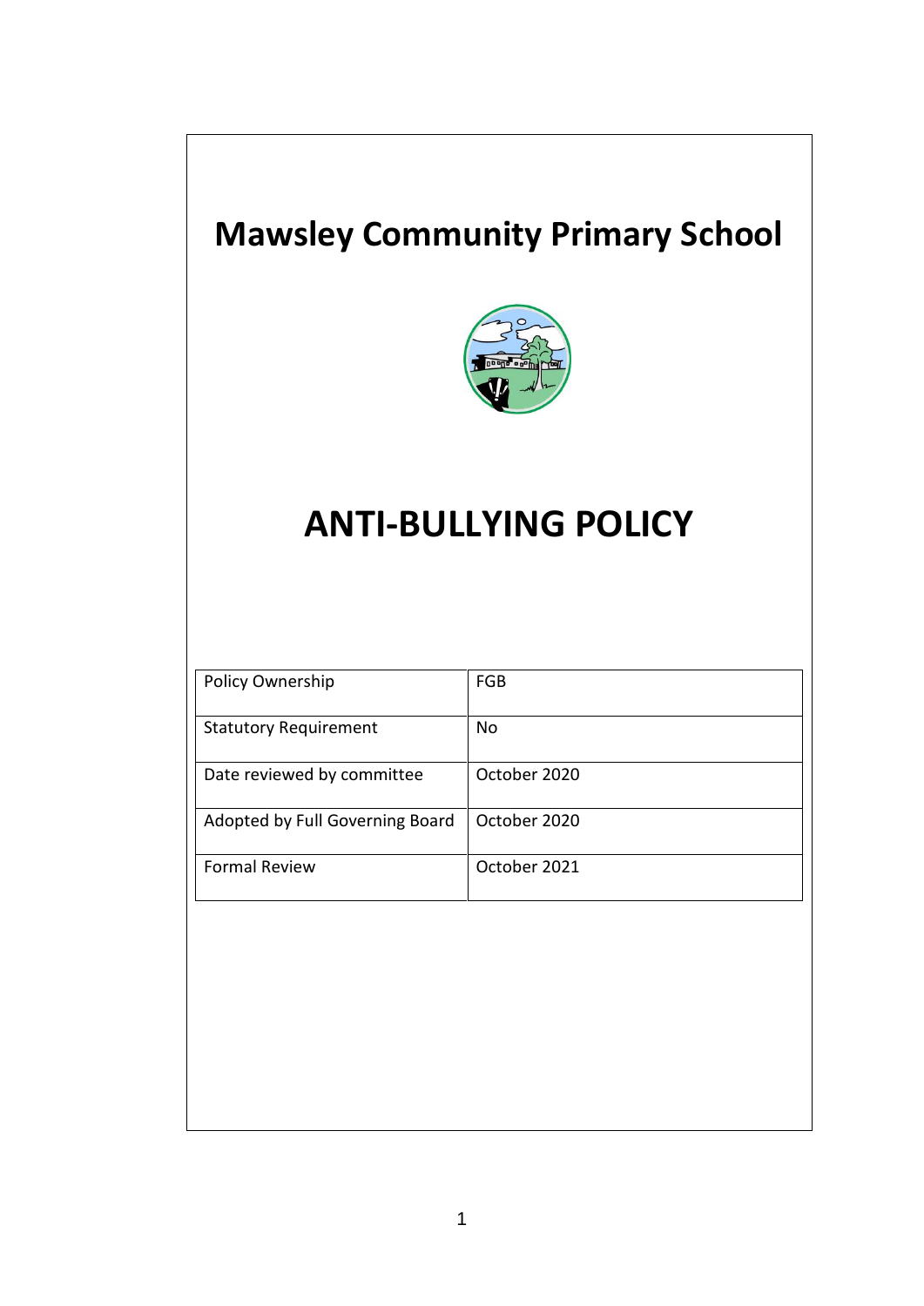# Mawsley Community Primary School

# ANTI-BULLYING POLICY

| Policy Ownership | FGB |
|---|---|
| Statutory Requirement | No |
| Date reviewed by committee | October 2020 |
| Adopted by Full Governing Board | October 2020 |
| Formal Review | October 2021 |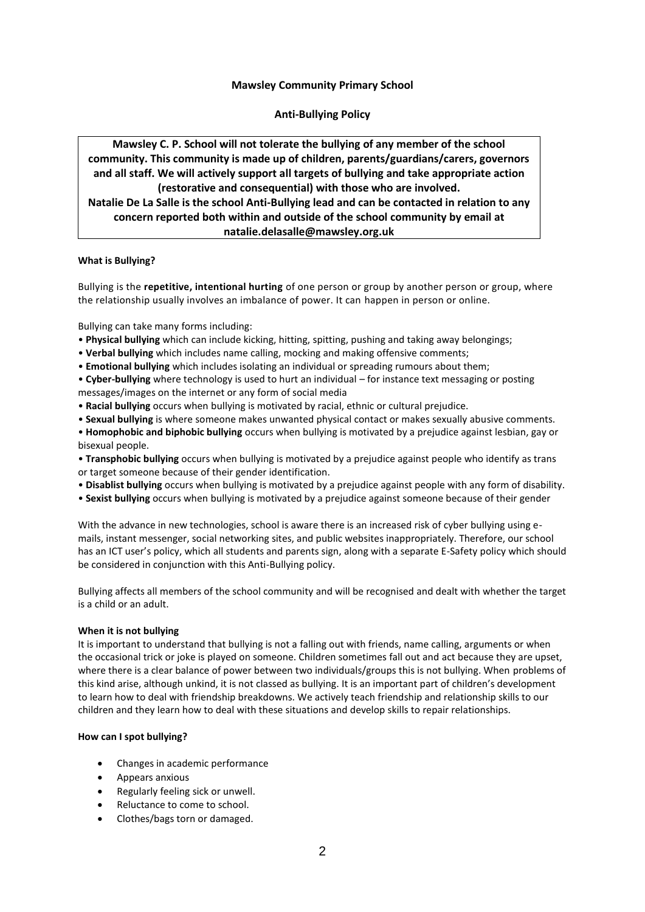**Mawsley Community Primary School**

**Anti-Bullying Policy**

**Mawsley C. P. School will not tolerate the bullying of any member of the school community. This community is made up of children, parents/guardians/carers, governors and all staff. We will actively support all targets of bullying and take appropriate action (restorative and consequential) with those who are involved.**
**Natalie De La Salle is the school Anti-Bullying lead and can be contacted in relation to any concern reported both within and outside of the school community by email at natalie.delasalle@mawsley.org.uk**

**What is Bullying?**

Bullying is the **repetitive, intentional hurting** of one person or group by another person or group, where the relationship usually involves an imbalance of power. It can happen in person or online.

Bullying can take many forms including:

- **Physical bullying** which can include kicking, hitting, spitting, pushing and taking away belongings;
- **Verbal bullying** which includes name calling, mocking and making offensive comments;
- **Emotional bullying** which includes isolating an individual or spreading rumours about them;
- **Cyber-bullying** where technology is used to hurt an individual – for instance text messaging or posting messages/images on the internet or any form of social media
- **Racial bullying** occurs when bullying is motivated by racial, ethnic or cultural prejudice.
- **Sexual bullying** is where someone makes unwanted physical contact or makes sexually abusive comments.
- **Homophobic and biphobic bullying** occurs when bullying is motivated by a prejudice against lesbian, gay or bisexual people.
- **Transphobic bullying** occurs when bullying is motivated by a prejudice against people who identify as trans or target someone because of their gender identification.
- **Disablist bullying** occurs when bullying is motivated by a prejudice against people with any form of disability.
- **Sexist bullying** occurs when bullying is motivated by a prejudice against someone because of their gender

With the advance in new technologies, school is aware there is an increased risk of cyber bullying using e-mails, instant messenger, social networking sites, and public websites inappropriately. Therefore, our school has an ICT user's policy, which all students and parents sign, along with a separate E-Safety policy which should be considered in conjunction with this Anti-Bullying policy.

Bullying affects all members of the school community and will be recognised and dealt with whether the target is a child or an adult.

**When it is not bullying**

It is important to understand that bullying is not a falling out with friends, name calling, arguments or when the occasional trick or joke is played on someone. Children sometimes fall out and act because they are upset, where there is a clear balance of power between two individuals/groups this is not bullying. When problems of this kind arise, although unkind, it is not classed as bullying. It is an important part of children's development to learn how to deal with friendship breakdowns. We actively teach friendship and relationship skills to our children and they learn how to deal with these situations and develop skills to repair relationships.

**How can I spot bullying?**

- Changes in academic performance
- Appears anxious
- Regularly feeling sick or unwell.
- Reluctance to come to school.
- Clothes/bags torn or damaged.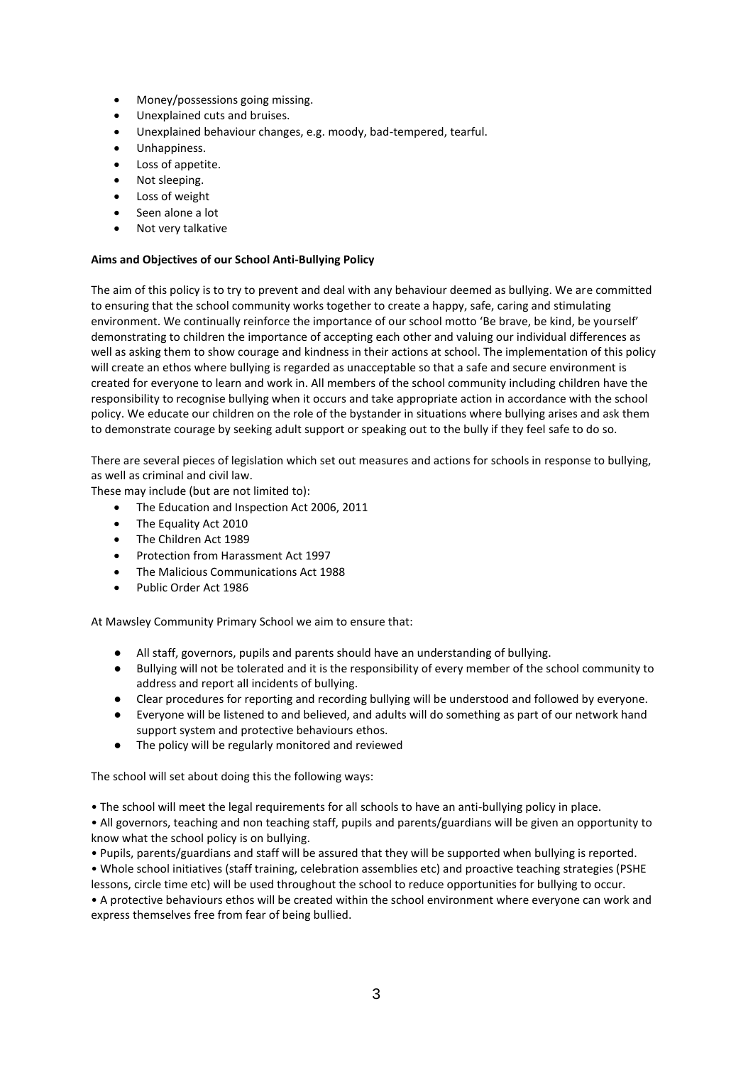- Money/possessions going missing.
- Unexplained cuts and bruises.
- Unexplained behaviour changes, e.g. moody, bad-tempered, tearful.
- Unhappiness.
- Loss of appetite.
- Not sleeping.
- Loss of weight
- Seen alone a lot
- Not very talkative

**Aims and Objectives of our School Anti-Bullying Policy**

The aim of this policy is to try to prevent and deal with any behaviour deemed as bullying. We are committed to ensuring that the school community works together to create a happy, safe, caring and stimulating environment. We continually reinforce the importance of our school motto 'Be brave, be kind, be yourself' demonstrating to children the importance of accepting each other and valuing our individual differences as well as asking them to show courage and kindness in their actions at school. The implementation of this policy will create an ethos where bullying is regarded as unacceptable so that a safe and secure environment is created for everyone to learn and work in. All members of the school community including children have the responsibility to recognise bullying when it occurs and take appropriate action in accordance with the school policy. We educate our children on the role of the bystander in situations where bullying arises and ask them to demonstrate courage by seeking adult support or speaking out to the bully if they feel safe to do so.

There are several pieces of legislation which set out measures and actions for schools in response to bullying, as well as criminal and civil law.

These may include (but are not limited to):

- The Education and Inspection Act 2006, 2011
- The Equality Act 2010
- The Children Act 1989
- Protection from Harassment Act 1997
- The Malicious Communications Act 1988
- Public Order Act 1986

At Mawsley Community Primary School we aim to ensure that:

- All staff, governors, pupils and parents should have an understanding of bullying.
- Bullying will not be tolerated and it is the responsibility of every member of the school community to address and report all incidents of bullying.
- Clear procedures for reporting and recording bullying will be understood and followed by everyone.
- Everyone will be listened to and believed, and adults will do something as part of our network hand support system and protective behaviours ethos.
- The policy will be regularly monitored and reviewed

The school will set about doing this the following ways:

- The school will meet the legal requirements for all schools to have an anti-bullying policy in place.
- All governors, teaching and non teaching staff, pupils and parents/guardians will be given an opportunity to know what the school policy is on bullying.
- Pupils, parents/guardians and staff will be assured that they will be supported when bullying is reported.
- Whole school initiatives (staff training, celebration assemblies etc) and proactive teaching strategies (PSHE lessons, circle time etc) will be used throughout the school to reduce opportunities for bullying to occur.
- A protective behaviours ethos will be created within the school environment where everyone can work and express themselves free from fear of being bullied.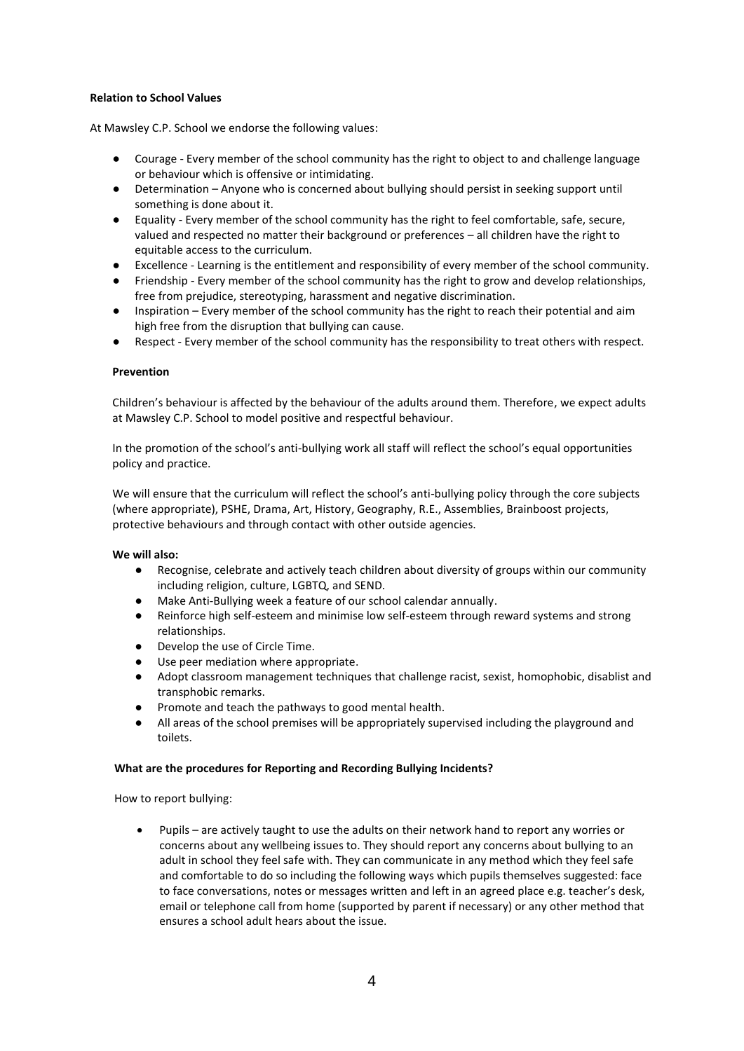**Relation to School Values**

At Mawsley C.P. School we endorse the following values:

- Courage - Every member of the school community has the right to object to and challenge language or behaviour which is offensive or intimidating.
- Determination – Anyone who is concerned about bullying should persist in seeking support until something is done about it.
- Equality - Every member of the school community has the right to feel comfortable, safe, secure, valued and respected no matter their background or preferences – all children have the right to equitable access to the curriculum.
- Excellence - Learning is the entitlement and responsibility of every member of the school community.
- Friendship - Every member of the school community has the right to grow and develop relationships, free from prejudice, stereotyping, harassment and negative discrimination.
- Inspiration – Every member of the school community has the right to reach their potential and aim high free from the disruption that bullying can cause.
- Respect - Every member of the school community has the responsibility to treat others with respect.

**Prevention**

Children's behaviour is affected by the behaviour of the adults around them. Therefore, we expect adults at Mawsley C.P. School to model positive and respectful behaviour.

In the promotion of the school's anti-bullying work all staff will reflect the school's equal opportunities policy and practice.

We will ensure that the curriculum will reflect the school's anti-bullying policy through the core subjects (where appropriate), PSHE, Drama, Art, History, Geography, R.E., Assemblies, Brainboost projects, protective behaviours and through contact with other outside agencies.

**We will also:**

- Recognise, celebrate and actively teach children about diversity of groups within our community including religion, culture, LGBTQ, and SEND.
- Make Anti-Bullying week a feature of our school calendar annually.
- Reinforce high self-esteem and minimise low self-esteem through reward systems and strong relationships.
- Develop the use of Circle Time.
- Use peer mediation where appropriate.
- Adopt classroom management techniques that challenge racist, sexist, homophobic, disablist and transphobic remarks.
- Promote and teach the pathways to good mental health.
- All areas of the school premises will be appropriately supervised including the playground and toilets.

**What are the procedures for Reporting and Recording Bullying Incidents?**

How to report bullying:

- Pupils – are actively taught to use the adults on their network hand to report any worries or concerns about any wellbeing issues to. They should report any concerns about bullying to an adult in school they feel safe with. They can communicate in any method which they feel safe and comfortable to do so including the following ways which pupils themselves suggested: face to face conversations, notes or messages written and left in an agreed place e.g. teacher's desk, email or telephone call from home (supported by parent if necessary) or any other method that ensures a school adult hears about the issue.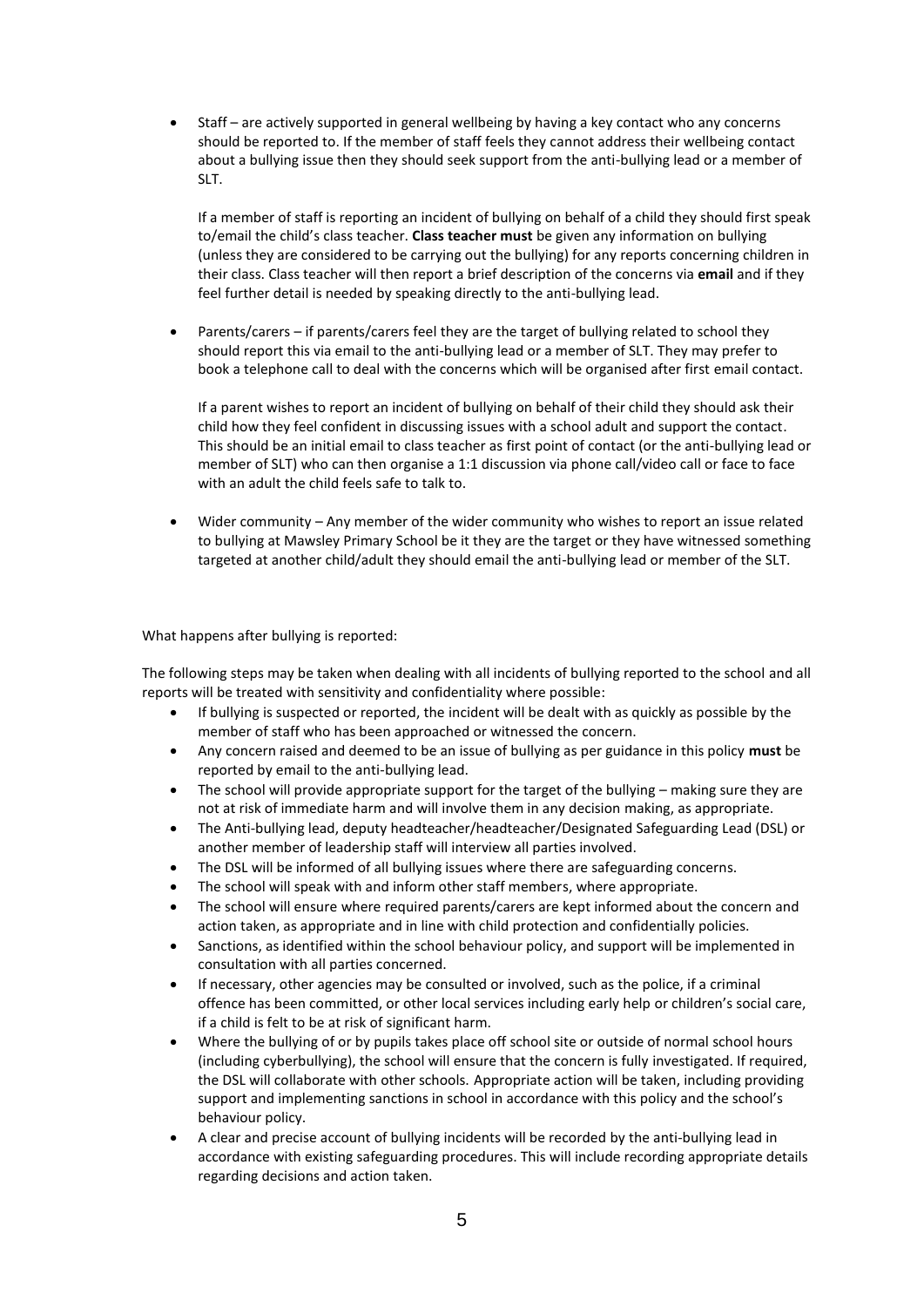- Staff – are actively supported in general wellbeing by having a key contact who any concerns should be reported to. If the member of staff feels they cannot address their wellbeing contact about a bullying issue then they should seek support from the anti-bullying lead or a member of SLT.

  If a member of staff is reporting an incident of bullying on behalf of a child they should first speak to/email the child's class teacher. **Class teacher must** be given any information on bullying (unless they are considered to be carrying out the bullying) for any reports concerning children in their class. Class teacher will then report a brief description of the concerns via **email** and if they feel further detail is needed by speaking directly to the anti-bullying lead.

- Parents/carers – if parents/carers feel they are the target of bullying related to school they should report this via email to the anti-bullying lead or a member of SLT. They may prefer to book a telephone call to deal with the concerns which will be organised after first email contact.

  If a parent wishes to report an incident of bullying on behalf of their child they should ask their child how they feel confident in discussing issues with a school adult and support the contact. This should be an initial email to class teacher as first point of contact (or the anti-bullying lead or member of SLT) who can then organise a 1:1 discussion via phone call/video call or face to face with an adult the child feels safe to talk to.

- Wider community – Any member of the wider community who wishes to report an issue related to bullying at Mawsley Primary School be it they are the target or they have witnessed something targeted at another child/adult they should email the anti-bullying lead or member of the SLT.

What happens after bullying is reported:

The following steps may be taken when dealing with all incidents of bullying reported to the school and all reports will be treated with sensitivity and confidentiality where possible:

- If bullying is suspected or reported, the incident will be dealt with as quickly as possible by the member of staff who has been approached or witnessed the concern.
- Any concern raised and deemed to be an issue of bullying as per guidance in this policy **must** be reported by email to the anti-bullying lead.
- The school will provide appropriate support for the target of the bullying – making sure they are not at risk of immediate harm and will involve them in any decision making, as appropriate.
- The Anti-bullying lead, deputy headteacher/headteacher/Designated Safeguarding Lead (DSL) or another member of leadership staff will interview all parties involved.
- The DSL will be informed of all bullying issues where there are safeguarding concerns.
- The school will speak with and inform other staff members, where appropriate.
- The school will ensure where required parents/carers are kept informed about the concern and action taken, as appropriate and in line with child protection and confidentially policies.
- Sanctions, as identified within the school behaviour policy, and support will be implemented in consultation with all parties concerned.
- If necessary, other agencies may be consulted or involved, such as the police, if a criminal offence has been committed, or other local services including early help or children's social care, if a child is felt to be at risk of significant harm.
- Where the bullying of or by pupils takes place off school site or outside of normal school hours (including cyberbullying), the school will ensure that the concern is fully investigated. If required, the DSL will collaborate with other schools. Appropriate action will be taken, including providing support and implementing sanctions in school in accordance with this policy and the school's behaviour policy.
- A clear and precise account of bullying incidents will be recorded by the anti-bullying lead in accordance with existing safeguarding procedures. This will include recording appropriate details regarding decisions and action taken.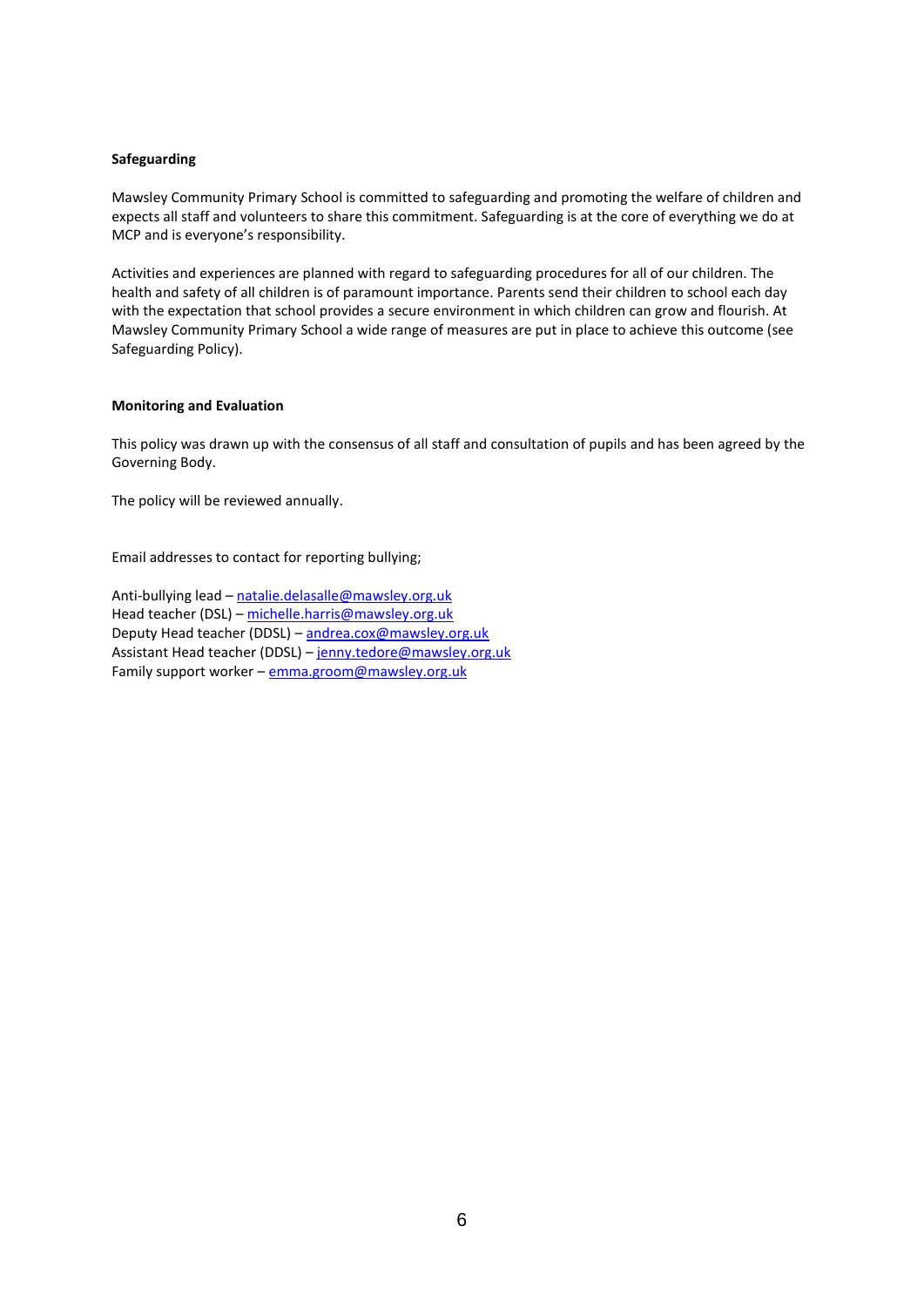**Safeguarding**

Mawsley Community Primary School is committed to safeguarding and promoting the welfare of children and expects all staff and volunteers to share this commitment. Safeguarding is at the core of everything we do at MCP and is everyone's responsibility.

Activities and experiences are planned with regard to safeguarding procedures for all of our children. The health and safety of all children is of paramount importance. Parents send their children to school each day with the expectation that school provides a secure environment in which children can grow and flourish. At Mawsley Community Primary School a wide range of measures are put in place to achieve this outcome (see Safeguarding Policy).

**Monitoring and Evaluation**

This policy was drawn up with the consensus of all staff and consultation of pupils and has been agreed by the Governing Body.

The policy will be reviewed annually.

Email addresses to contact for reporting bullying;

Anti-bullying lead – natalie.delasalle@mawsley.org.uk
Head teacher (DSL) – michelle.harris@mawsley.org.uk
Deputy Head teacher (DDSL) – andrea.cox@mawsley.org.uk
Assistant Head teacher (DDSL) – jenny.tedore@mawsley.org.uk
Family support worker – emma.groom@mawsley.org.uk